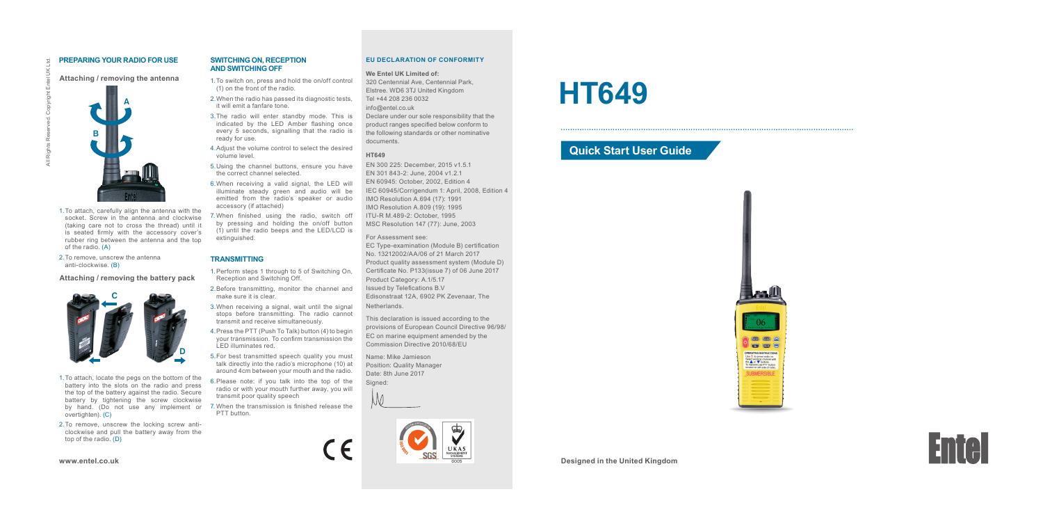# HT649

## Quick Start User Guide

Designed in the United Kingdom

## PREPARING YOUR RADIO FOR USE

### Attaching / removing the antenna

1. To attach, carefully align the antenna with the socket. Screw in the antenna and clockwise (taking care not to cross the thread) until it is seated firmly with the accessory cover's rubber ring between the antenna and the top of the radio. (A)
2. To remove, unscrew the antenna anti-clockwise. (B)

### Attaching / removing the battery pack

1. To attach, locate the pegs on the bottom of the battery into the slots on the radio and press the top of the battery against the radio. Secure battery by tightening the screw clockwise by hand. (Do not use any implement or overtighten). (C)
2. To remove, unscrew the locking screw anti-clockwise and pull the battery away from the top of the radio. (D)

## SWITCHING ON, RECEPTION AND SWITCHING OFF

1. To switch on, press and hold the on/off control (1) on the front of the radio.
2. When the radio has passed its diagnostic tests, it will emit a fanfare tone.
3. The radio will enter standby mode. This is indicated by the LED Amber flashing once every 5 seconds, signalling that the radio is ready for use.
4. Adjust the volume control to select the desired volume level.
5. Using the channel buttons, ensure you have the correct channel selected.
6. When receiving a valid signal, the LED will illuminate steady green and audio will be emitted from the radio's speaker or audio accessory (if attached)
7. When finished using the radio, switch off by pressing and holding the on/off button (1) until the radio beeps and the LED/LCD is extinguished.

## TRANSMITTING

1. Perform steps 1 through to 5 of Switching On, Reception and Switching Off.
2. Before transmitting, monitor the channel and make sure it is clear.
3. When receiving a signal, wait until the signal stops before transmitting. The radio cannot transmit and receive simultaneously.
4. Press the PTT (Push To Talk) button (4) to begin your transmission. To confirm transmission the LED illuminates red.
5. For best transmitted speech quality you must talk directly into the radio's microphone (10) at around 4cm between your mouth and the radio.
6. Please note: if you talk into the top of the radio or with your mouth further away, you will transmit poor quality speech
7. When the transmission is finished release the PTT button.

## EU DECLARATION OF CONFORMITY

**We Entel UK Limited of:**
320 Centennial Ave, Centennial Park, Elstree. WD6 3TJ United Kingdom
Tel +44 208 236 0032
info@entel.co.uk

Declare under our sole responsibility that the product ranges specified below conform to the following standards or other nominative documents.

**HT649**

EN 300 225: December, 2015 v1.5.1
EN 301 843-2: June, 2004 v1.2.1
EN 60945: October, 2002, Edition 4
IEC 60945/Corrigendum 1: April, 2008, Edition 4
IMO Resolution A.694 (17): 1991
IMO Resolution A.809 (19): 1995
ITU-R M.489-2: October, 1995
MSC Resolution 147 (77): June, 2003

For Assessment see:
EC Type-examination (Module B) certification No. 13212002/AA/06 of 21 March 2017
Product quality assessment system (Module D) Certificate No. P133(issue 7) of 06 June 2017
Product Category: A.1/5.17
Issued by Telefications B.V
Edisonstraat 12A, 6902 PK Zevenaar, The Netherlands.

This declaration is issued according to the provisions of European Council Directive 96/98/EC on marine equipment amended by the Commission Directive 2010/68/EU

Name: Mike Jamieson
Position: Quality Manager
Date: 8th June 2017
Signed:

All Rights Reserved. Copyright Entel UK Ltd.

www.entel.co.uk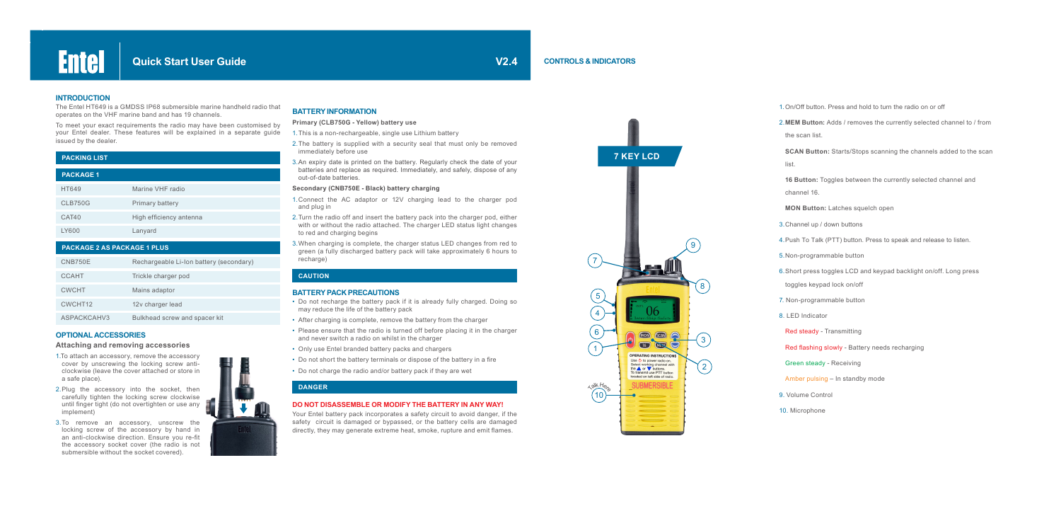# Entel Quick Start User Guide V2.4

## INTRODUCTION

The Entel HT649 is a GMDSS IP68 submersible marine handheld radio that operates on the VHF marine band and has 19 channels.

To meet your exact requirements the radio may have been customised by your Entel dealer. These features will be explained in a separate guide issued by the dealer.

## PACKING LIST

| PACKAGE 1 | |
|---|---|
| HT649 | Marine VHF radio |
| CLB750G | Primary battery |
| CAT40 | High efficiency antenna |
| LY600 | Lanyard |

| PACKAGE 2 AS PACKAGE 1 PLUS | |
|---|---|
| CNB750E | Rechargeable Li-Ion battery (secondary) |
| CCAHT | Trickle charger pod |
| CWCHT | Mains adaptor |
| CWCHT12 | 12v charger lead |
| ASPACKCAHV3 | Bulkhead screw and spacer kit |

## OPTIONAL ACCESSORIES

### Attaching and removing accessories

1. To attach an accessory, remove the accessory cover by unscrewing the locking screw anti-clockwise (leave the cover attached or store in a safe place).
2. Plug the accessory into the socket, then carefully tighten the locking screw clockwise until finger tight (do not overtighten or use any implement)
3. To remove an accessory, unscrew the locking screw of the accessory by hand in an anti-clockwise direction. Ensure you re-fit the accessory socket cover (the radio is not submersible without the socket covered).

## BATTERY INFORMATION

**Primary (CLB750G - Yellow) battery use**

1. This is a non-rechargeable, single use Lithium battery
2. The battery is supplied with a security seal that must only be removed immediately before use
3. An expiry date is printed on the battery. Regularly check the date of your batteries and replace as required. Immediately, and safely, dispose of any out-of-date batteries.

**Secondary (CNB750E - Black) battery charging**

1. Connect the AC adaptor or 12V charging lead to the charger pod and plug in
2. Turn the radio off and insert the battery pack into the charger pod, either with or without the radio attached. The charger LED status light changes to red and charging begins
3. When charging is complete, the charger status LED changes from red to green (a fully discharged battery pack will take approximately 6 hours to recharge)

## CAUTION

### BATTERY PACK PRECAUTIONS

- Do not recharge the battery pack if it is already fully charged. Doing so may reduce the life of the battery pack
- After charging is complete, remove the battery from the charger
- Please ensure that the radio is turned off before placing it in the charger and never switch a radio on whilst in the charger
- Only use Entel branded battery packs and chargers
- Do not short the battery terminals or dispose of the battery in a fire
- Do not charge the radio and/or battery pack if they are wet

## DANGER

### DO NOT DISASSEMBLE OR MODIFY THE BATTERY IN ANY WAY!

Your Entel battery pack incorporates a safety circuit to avoid danger, if the safety circuit is damaged or bypassed, or the battery cells are damaged directly, they may generate extreme heat, smoke, rupture and emit flames.

## CONTROLS & INDICATORS

7 KEY LCD

1. On/Off button. Press and hold to turn the radio on or off
2. **MEM Button:** Adds / removes the currently selected channel to / from the scan list.

   **SCAN Button:** Starts/Stops scanning the channels added to the scan list.

   **16 Button:** Toggles between the currently selected channel and channel 16.

   **MON Button:** Latches squelch open
3. Channel up / down buttons
4. Push To Talk (PTT) button. Press to speak and release to listen.
5. Non-programmable button
6. Short press toggles LCD and keypad backlight on/off. Long press toggles keypad lock on/off
7. Non-programmable button
8. LED Indicator

   Red steady - Transmitting

   Red flashing slowly - Battery needs recharging

   Green steady - Receiving

   Amber pulsing – In standby mode
9. Volume Control
10. Microphone